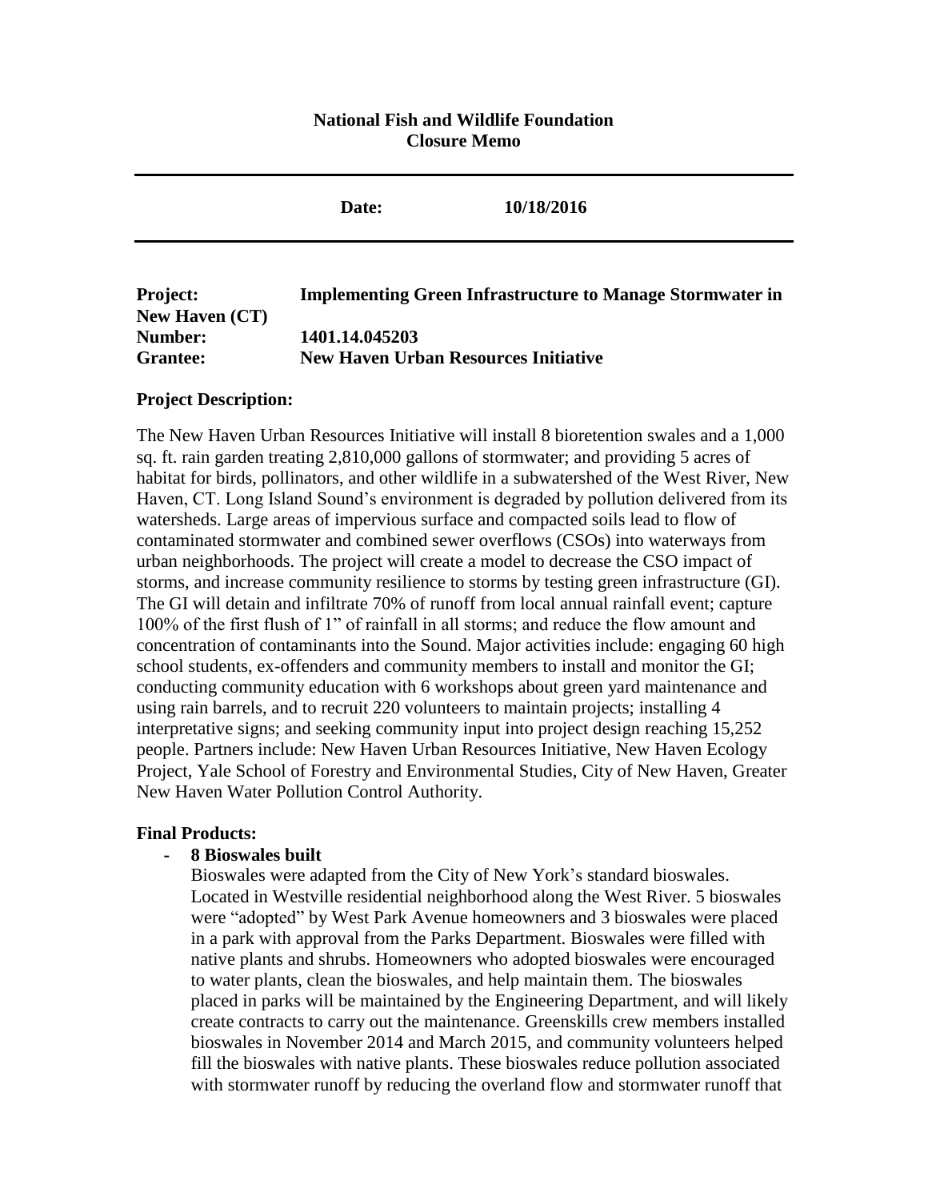**National Fish and Wildlife Foundation**
**Closure Memo**

---

**Date:** **10/18/2016**

---

**Project:** **Implementing Green Infrastructure to Manage Stormwater in New Haven (CT)**
**Number:** **1401.14.045203**
**Grantee:** **New Haven Urban Resources Initiative**

**Project Description:**

The New Haven Urban Resources Initiative will install 8 bioretention swales and a 1,000 sq. ft. rain garden treating 2,810,000 gallons of stormwater; and providing 5 acres of habitat for birds, pollinators, and other wildlife in a subwatershed of the West River, New Haven, CT. Long Island Sound's environment is degraded by pollution delivered from its watersheds. Large areas of impervious surface and compacted soils lead to flow of contaminated stormwater and combined sewer overflows (CSOs) into waterways from urban neighborhoods. The project will create a model to decrease the CSO impact of storms, and increase community resilience to storms by testing green infrastructure (GI). The GI will detain and infiltrate 70% of runoff from local annual rainfall event; capture 100% of the first flush of 1" of rainfall in all storms; and reduce the flow amount and concentration of contaminants into the Sound. Major activities include: engaging 60 high school students, ex-offenders and community members to install and monitor the GI; conducting community education with 6 workshops about green yard maintenance and using rain barrels, and to recruit 220 volunteers to maintain projects; installing 4 interpretative signs; and seeking community input into project design reaching 15,252 people. Partners include: New Haven Urban Resources Initiative, New Haven Ecology Project, Yale School of Forestry and Environmental Studies, City of New Haven, Greater New Haven Water Pollution Control Authority.

**Final Products:**

- **8 Bioswales built**

  Bioswales were adapted from the City of New York's standard bioswales. Located in Westville residential neighborhood along the West River. 5 bioswales were "adopted" by West Park Avenue homeowners and 3 bioswales were placed in a park with approval from the Parks Department. Bioswales were filled with native plants and shrubs. Homeowners who adopted bioswales were encouraged to water plants, clean the bioswales, and help maintain them. The bioswales placed in parks will be maintained by the Engineering Department, and will likely create contracts to carry out the maintenance. Greenskills crew members installed bioswales in November 2014 and March 2015, and community volunteers helped fill the bioswales with native plants. These bioswales reduce pollution associated with stormwater runoff by reducing the overland flow and stormwater runoff that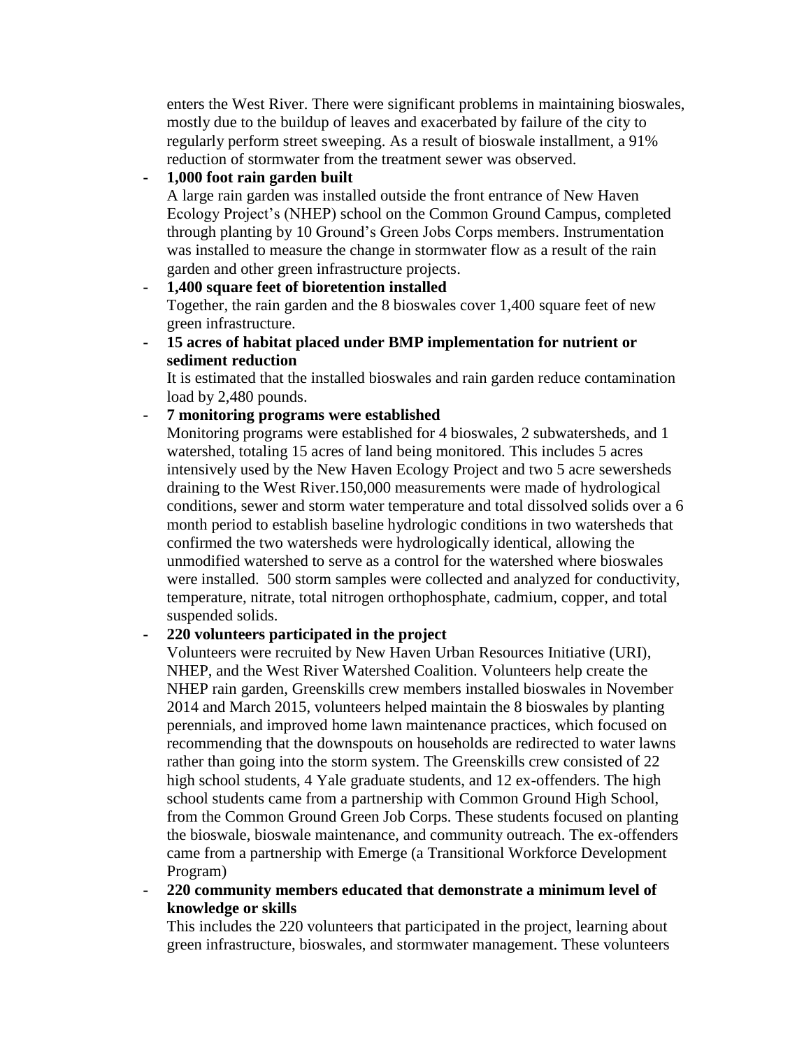enters the West River. There were significant problems in maintaining bioswales, mostly due to the buildup of leaves and exacerbated by failure of the city to regularly perform street sweeping. As a result of bioswale installment, a 91% reduction of stormwater from the treatment sewer was observed.

- **1,000 foot rain garden built**
  A large rain garden was installed outside the front entrance of New Haven Ecology Project's (NHEP) school on the Common Ground Campus, completed through planting by 10 Ground's Green Jobs Corps members. Instrumentation was installed to measure the change in stormwater flow as a result of the rain garden and other green infrastructure projects.
- **1,400 square feet of bioretention installed**
  Together, the rain garden and the 8 bioswales cover 1,400 square feet of new green infrastructure.
- **15 acres of habitat placed under BMP implementation for nutrient or sediment reduction**
  It is estimated that the installed bioswales and rain garden reduce contamination load by 2,480 pounds.
- **7 monitoring programs were established**
  Monitoring programs were established for 4 bioswales, 2 subwatersheds, and 1 watershed, totaling 15 acres of land being monitored. This includes 5 acres intensively used by the New Haven Ecology Project and two 5 acre sewersheds draining to the West River.150,000 measurements were made of hydrological conditions, sewer and storm water temperature and total dissolved solids over a 6 month period to establish baseline hydrologic conditions in two watersheds that confirmed the two watersheds were hydrologically identical, allowing the unmodified watershed to serve as a control for the watershed where bioswales were installed. 500 storm samples were collected and analyzed for conductivity, temperature, nitrate, total nitrogen orthophosphate, cadmium, copper, and total suspended solids.
- **220 volunteers participated in the project**
  Volunteers were recruited by New Haven Urban Resources Initiative (URI), NHEP, and the West River Watershed Coalition. Volunteers help create the NHEP rain garden, Greenskills crew members installed bioswales in November 2014 and March 2015, volunteers helped maintain the 8 bioswales by planting perennials, and improved home lawn maintenance practices, which focused on recommending that the downspouts on households are redirected to water lawns rather than going into the storm system. The Greenskills crew consisted of 22 high school students, 4 Yale graduate students, and 12 ex-offenders. The high school students came from a partnership with Common Ground High School, from the Common Ground Green Job Corps. These students focused on planting the bioswale, bioswale maintenance, and community outreach. The ex-offenders came from a partnership with Emerge (a Transitional Workforce Development Program)
- **220 community members educated that demonstrate a minimum level of knowledge or skills**
  This includes the 220 volunteers that participated in the project, learning about green infrastructure, bioswales, and stormwater management. These volunteers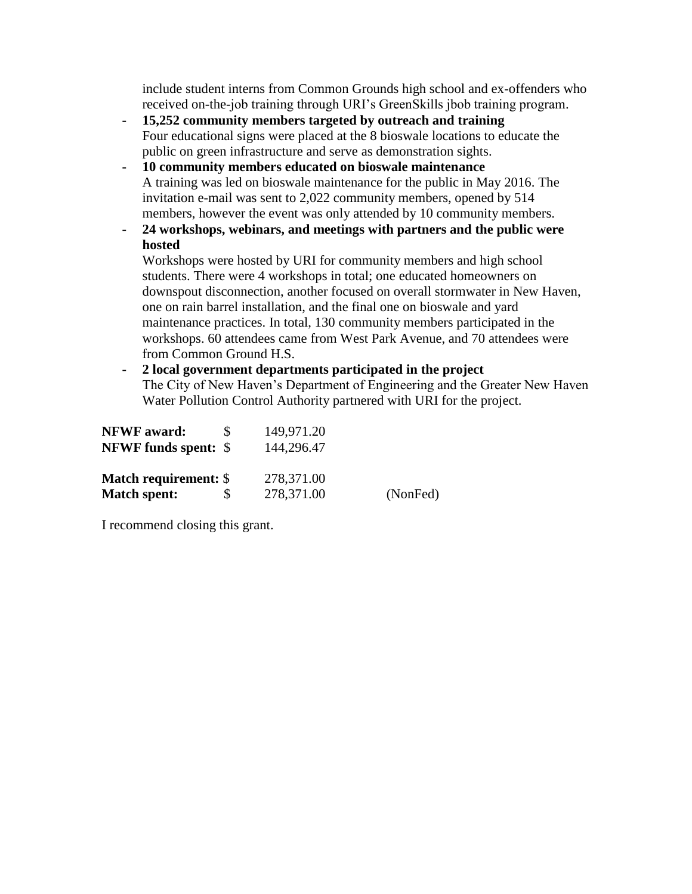include student interns from Common Grounds high school and ex-offenders who received on-the-job training through URI's GreenSkills jbob training program.

- **15,252 community members targeted by outreach and training**
  Four educational signs were placed at the 8 bioswale locations to educate the public on green infrastructure and serve as demonstration sights.
- **10 community members educated on bioswale maintenance**
  A training was led on bioswale maintenance for the public in May 2016. The invitation e-mail was sent to 2,022 community members, opened by 514 members, however the event was only attended by 10 community members.
- **24 workshops, webinars, and meetings with partners and the public were hosted**
  Workshops were hosted by URI for community members and high school students. There were 4 workshops in total; one educated homeowners on downspout disconnection, another focused on overall stormwater in New Haven, one on rain barrel installation, and the final one on bioswale and yard maintenance practices. In total, 130 community members participated in the workshops. 60 attendees came from West Park Avenue, and 70 attendees were from Common Ground H.S.
- **2 local government departments participated in the project**
  The City of New Haven's Department of Engineering and the Greater New Haven Water Pollution Control Authority partnered with URI for the project.

| | | | |
|---|---|---|---|
| **NFWF award:** | $ | 149,971.20 | |
| **NFWF funds spent:** | $ | 144,296.47 | |
| **Match requirement:** | $ | 278,371.00 | |
| **Match spent:** | $ | 278,371.00 | (NonFed) |

I recommend closing this grant.